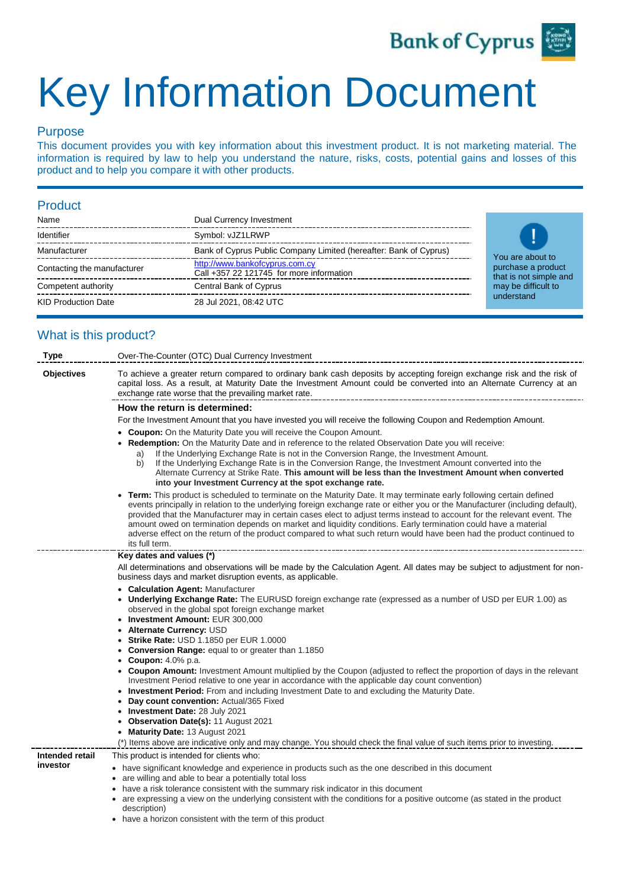# Key Information Document

## Purpose

This document provides you with key information about this investment product. It is not marketing material. The information is required by law to help you understand the nature, risks, costs, potential gains and losses of this product and to help you compare it with other products.

## Product

| | |
|---|---|
| Name | Dual Currency Investment |
| Identifier | Symbol: vJZ1LRWP |
| Manufacturer | Bank of Cyprus Public Company Limited (hereafter: Bank of Cyprus) |
| Contacting the manufacturer | http://www.bankofcyprus.com.cy<br>Call +357 22 121745 for more information |
| Competent authority | Central Bank of Cyprus |
| KID Production Date | 28 Jul 2021, 08:42 UTC |

You are about to purchase a product that is not simple and may be difficult to understand

## What is this product?

**Type**

Over-The-Counter (OTC) Dual Currency Investment

**Objectives**

To achieve a greater return compared to ordinary bank cash deposits by accepting foreign exchange risk and the risk of capital loss. As a result, at Maturity Date the Investment Amount could be converted into an Alternate Currency at an exchange rate worse that the prevailing market rate.

**How the return is determined:**

For the Investment Amount that you have invested you will receive the following Coupon and Redemption Amount.

- **Coupon:** On the Maturity Date you will receive the Coupon Amount.
- **Redemption:** On the Maturity Date and in reference to the related Observation Date you will receive:
  a) If the Underlying Exchange Rate is not in the Conversion Range, the Investment Amount.
  b) If the Underlying Exchange Rate is in the Conversion Range, the Investment Amount converted into the Alternate Currency at Strike Rate. **This amount will be less than the Investment Amount when converted into your Investment Currency at the spot exchange rate.**
- **Term:** This product is scheduled to terminate on the Maturity Date. It may terminate early following certain defined events principally in relation to the underlying foreign exchange rate or either you or the Manufacturer (including default), provided that the Manufacturer may in certain cases elect to adjust terms instead to account for the relevant event. The amount owed on termination depends on market and liquidity conditions. Early termination could have a material adverse effect on the return of the product compared to what such return would have been had the product continued to its full term.

**Key dates and values (\*)**

All determinations and observations will be made by the Calculation Agent. All dates may be subject to adjustment for non-business days and market disruption events, as applicable.

- **Calculation Agent:** Manufacturer
- **Underlying Exchange Rate:** The EURUSD foreign exchange rate (expressed as a number of USD per EUR 1.00) as observed in the global spot foreign exchange market
- **Investment Amount:** EUR 300,000
- **Alternate Currency:** USD
- **Strike Rate:** USD 1.1850 per EUR 1.0000
- **Conversion Range:** equal to or greater than 1.1850
- **Coupon:** 4.0% p.a.
- **Coupon Amount:** Investment Amount multiplied by the Coupon (adjusted to reflect the proportion of days in the relevant Investment Period relative to one year in accordance with the applicable day count convention)
- **Investment Period:** From and including Investment Date to and excluding the Maturity Date.
- **Day count convention:** Actual/365 Fixed
- **Investment Date:** 28 July 2021
- **Observation Date(s):** 11 August 2021
- **Maturity Date:** 13 August 2021

(\*) Items above are indicative only and may change. You should check the final value of such items prior to investing.

**Intended retail investor**

This product is intended for clients who:

- have significant knowledge and experience in products such as the one described in this document
- are willing and able to bear a potentially total loss
- have a risk tolerance consistent with the summary risk indicator in this document
- are expressing a view on the underlying consistent with the conditions for a positive outcome (as stated in the product description)
- have a horizon consistent with the term of this product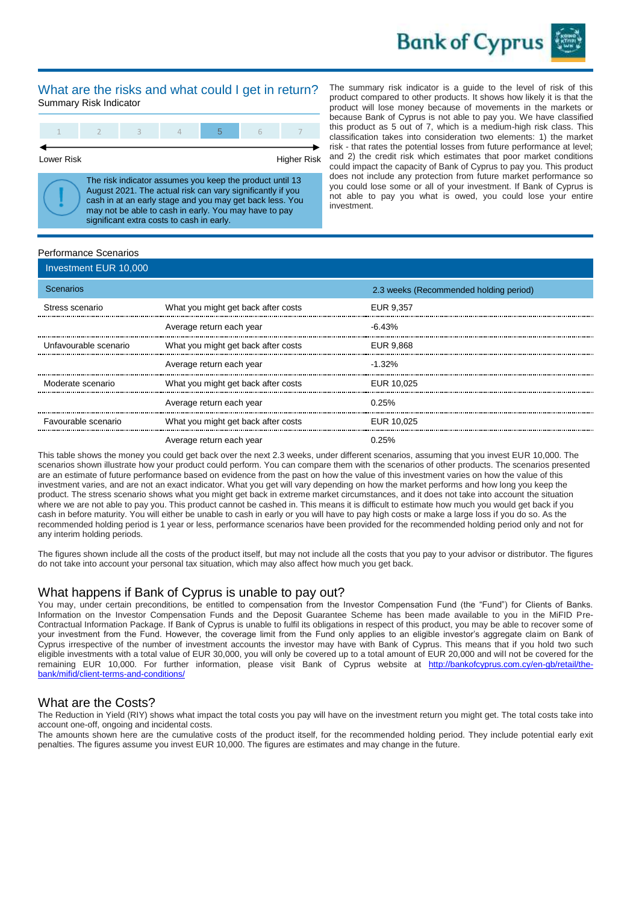## What are the risks and what could I get in return?

Summary Risk Indicator

| 1 | 2 | 3 | 4 | **5** | 6 | 7 |
|---|---|---|---|---|---|---|

Lower Risk ← → Higher Risk

> ! The risk indicator assumes you keep the product until 13 August 2021. The actual risk can vary significantly if you cash in at an early stage and you may get back less. You may not be able to cash in early. You may have to pay significant extra costs to cash in early.

The summary risk indicator is a guide to the level of risk of this product compared to other products. It shows how likely it is that the product will lose money because of movements in the markets or because Bank of Cyprus is not able to pay you. We have classified this product as 5 out of 7, which is a medium-high risk class. This classification takes into consideration two elements: 1) the market risk - that rates the potential losses from future performance at level; and 2) the credit risk which estimates that poor market conditions could impact the capacity of Bank of Cyprus to pay you. This product does not include any protection from future market performance so you could lose some or all of your investment. If Bank of Cyprus is not able to pay you what is owed, you could lose your entire investment.

### Performance Scenarios

| Investment EUR 10,000 | | |
|---|---|---|
| **Scenarios** | | **2.3 weeks (Recommended holding period)** |
| Stress scenario | What you might get back after costs | EUR 9,357 |
| | Average return each year | -6.43% |
| Unfavourable scenario | What you might get back after costs | EUR 9,868 |
| | Average return each year | -1.32% |
| Moderate scenario | What you might get back after costs | EUR 10,025 |
| | Average return each year | 0.25% |
| Favourable scenario | What you might get back after costs | EUR 10,025 |
| | Average return each year | 0.25% |

This table shows the money you could get back over the next 2.3 weeks, under different scenarios, assuming that you invest EUR 10,000. The scenarios shown illustrate how your product could perform. You can compare them with the scenarios of other products. The scenarios presented are an estimate of future performance based on evidence from the past on how the value of this investment varies, and are not an exact indicator. What you get will vary depending on how the market performs and how long you keep the product. The stress scenario shows what you might get back in extreme market circumstances, and it does not take into account the situation where we are not able to pay you. This product cannot be cashed in. This means it is difficult to estimate how much you would get back if you cash in before maturity. You will either be unable to cash in early or you will have to pay high costs or make a large loss if you do so. As the recommended holding period is 1 year or less, performance scenarios have been provided for the recommended holding period only and not for any interim holding periods.

The figures shown include all the costs of the product itself, but may not include all the costs that you pay to your advisor or distributor. The figures do not take into account your personal tax situation, which may also affect how much you get back.

## What happens if Bank of Cyprus is unable to pay out?

You may, under certain preconditions, be entitled to compensation from the Investor Compensation Fund (the "Fund") for Clients of Banks. Information on the Investor Compensation Funds and the Deposit Guarantee Scheme has been made available to you in the MiFID Pre-Contractual Information Package. If Bank of Cyprus is unable to fulfil its obligations in respect of this product, you may be able to recover some of your investment from the Fund. However, the coverage limit from the Fund only applies to an eligible investor's aggregate claim on Bank of Cyprus irrespective of the number of investment accounts the investor may have with Bank of Cyprus. This means that if you hold two such eligible investments with a total value of EUR 30,000, you will only be covered up to a total amount of EUR 20,000 and will not be covered for the remaining EUR 10,000. For further information, please visit Bank of Cyprus website at [http://bankofcyprus.com.cy/en-gb/retail/the-bank/mifid/client-terms-and-conditions/](http://bankofcyprus.com.cy/en-gb/retail/the-bank/mifid/client-terms-and-conditions/)

## What are the Costs?

The Reduction in Yield (RIY) shows what impact the total costs you pay will have on the investment return you might get. The total costs take into account one-off, ongoing and incidental costs.

The amounts shown here are the cumulative costs of the product itself, for the recommended holding period. They include potential early exit penalties. The figures assume you invest EUR 10,000. The figures are estimates and may change in the future.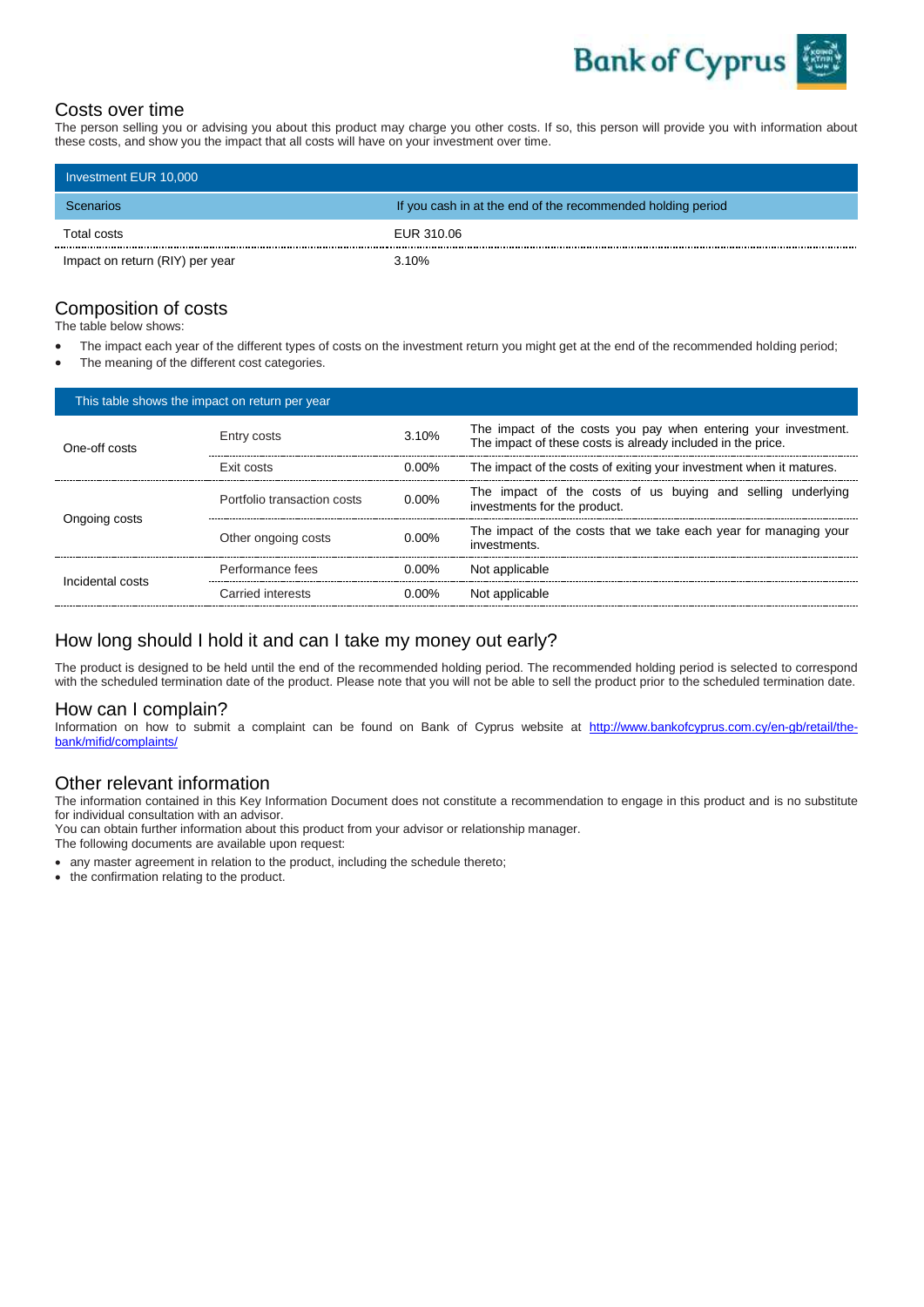## Costs over time

The person selling you or advising you about this product may charge you other costs. If so, this person will provide you with information about these costs, and show you the impact that all costs will have on your investment over time.

| Investment EUR 10,000 | |
|---|---|
| Scenarios | If you cash in at the end of the recommended holding period |
| Total costs | EUR 310.06 |
| Impact on return (RIY) per year | 3.10% |

## Composition of costs

The table below shows:

- The impact each year of the different types of costs on the investment return you might get at the end of the recommended holding period;
- The meaning of the different cost categories.

| This table shows the impact on return per year | | | |
|---|---|---|---|
| One-off costs | Entry costs | 3.10% | The impact of the costs you pay when entering your investment. The impact of these costs is already included in the price. |
| | Exit costs | 0.00% | The impact of the costs of exiting your investment when it matures. |
| Ongoing costs | Portfolio transaction costs | 0.00% | The impact of the costs of us buying and selling underlying investments for the product. |
| | Other ongoing costs | 0.00% | The impact of the costs that we take each year for managing your investments. |
| Incidental costs | Performance fees | 0.00% | Not applicable |
| | Carried interests | 0.00% | Not applicable |

## How long should I hold it and can I take my money out early?

The product is designed to be held until the end of the recommended holding period. The recommended holding period is selected to correspond with the scheduled termination date of the product. Please note that you will not be able to sell the product prior to the scheduled termination date.

## How can I complain?

Information on how to submit a complaint can be found on Bank of Cyprus website at http://www.bankofcyprus.com.cy/en-gb/retail/the-bank/mifid/complaints/

## Other relevant information

The information contained in this Key Information Document does not constitute a recommendation to engage in this product and is no substitute for individual consultation with an advisor.
You can obtain further information about this product from your advisor or relationship manager.
The following documents are available upon request:

- any master agreement in relation to the product, including the schedule thereto;
- the confirmation relating to the product.